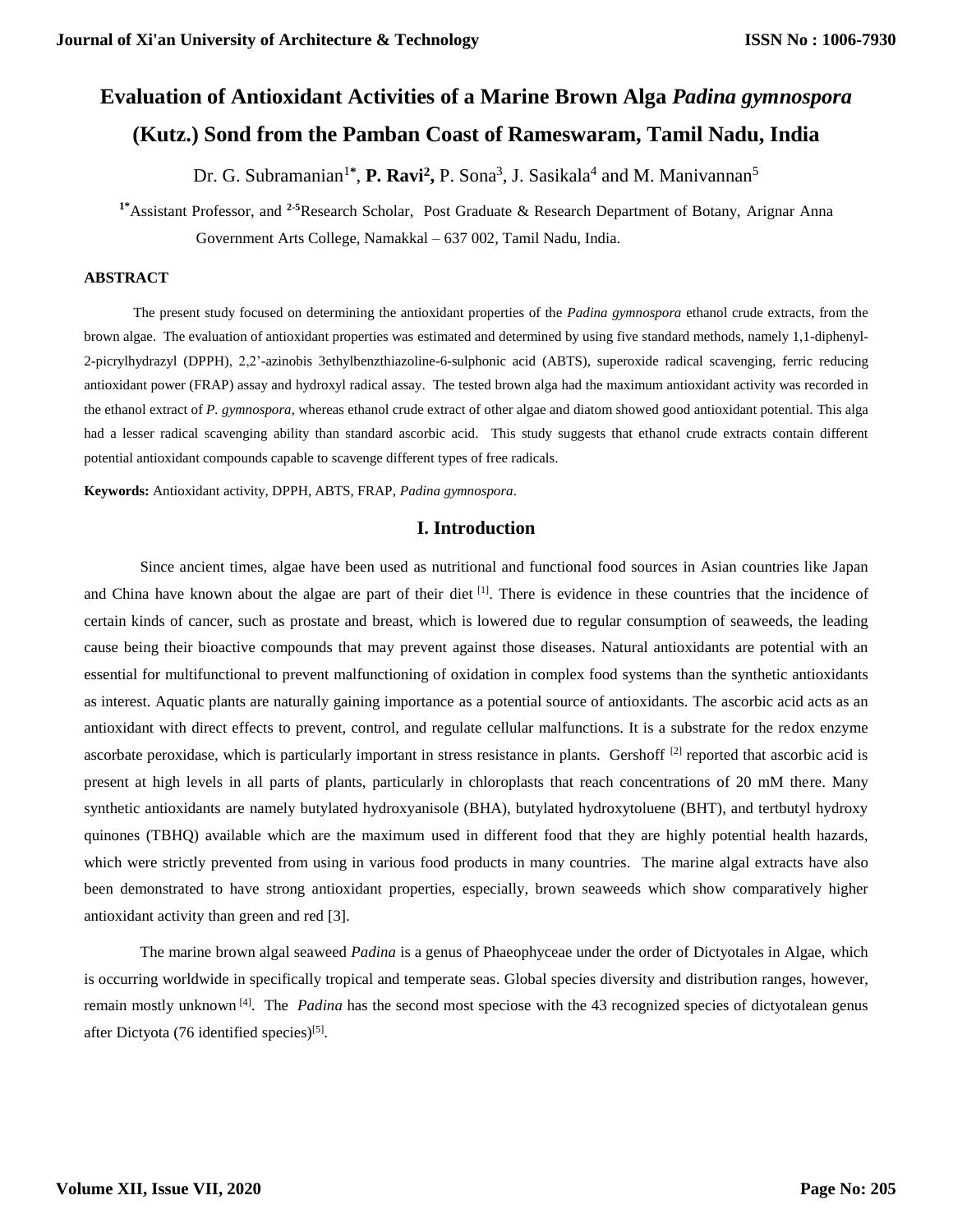# Evaluation of Antioxidant Activities of a Marine Brown Alga *Padina gymnospora* (Kutz.) Sond from the Pamban Coast of Rameswaram, Tamil Nadu, India

Dr. G. Subramanian[1*], **P. Ravi[2]**, P. Sona[3], J. Sasikala[4] and M. Manivannan[5]

[1*]Assistant Professor, and [2-5]Research Scholar, Post Graduate & Research Department of Botany, Arignar Anna Government Arts College, Namakkal – 637 002, Tamil Nadu, India.

#### ABSTRACT

The present study focused on determining the antioxidant properties of the *Padina gymnospora* ethanol crude extracts, from the brown algae. The evaluation of antioxidant properties was estimated and determined by using five standard methods, namely 1,1-diphenyl-2-picrylhydrazyl (DPPH), 2,2'-azinobis 3ethylbenzthiazoline-6-sulphonic acid (ABTS), superoxide radical scavenging, ferric reducing antioxidant power (FRAP) assay and hydroxyl radical assay. The tested brown alga had the maximum antioxidant activity was recorded in the ethanol extract of *P. gymnospora*, whereas ethanol crude extract of other algae and diatom showed good antioxidant potential. This alga had a lesser radical scavenging ability than standard ascorbic acid. This study suggests that ethanol crude extracts contain different potential antioxidant compounds capable to scavenge different types of free radicals.

**Keywords:** Antioxidant activity, DPPH, ABTS, FRAP, *Padina gymnospora*.

## I. Introduction

Since ancient times, algae have been used as nutritional and functional food sources in Asian countries like Japan and China have known about the algae are part of their diet [1]. There is evidence in these countries that the incidence of certain kinds of cancer, such as prostate and breast, which is lowered due to regular consumption of seaweeds, the leading cause being their bioactive compounds that may prevent against those diseases. Natural antioxidants are potential with an essential for multifunctional to prevent malfunctioning of oxidation in complex food systems than the synthetic antioxidants as interest. Aquatic plants are naturally gaining importance as a potential source of antioxidants. The ascorbic acid acts as an antioxidant with direct effects to prevent, control, and regulate cellular malfunctions. It is a substrate for the redox enzyme ascorbate peroxidase, which is particularly important in stress resistance in plants. Gershoff [2] reported that ascorbic acid is present at high levels in all parts of plants, particularly in chloroplasts that reach concentrations of 20 mM there. Many synthetic antioxidants are namely butylated hydroxyanisole (BHA), butylated hydroxytoluene (BHT), and tertbutyl hydroxy quinones (TBHQ) available which are the maximum used in different food that they are highly potential health hazards, which were strictly prevented from using in various food products in many countries. The marine algal extracts have also been demonstrated to have strong antioxidant properties, especially, brown seaweeds which show comparatively higher antioxidant activity than green and red [3].

The marine brown algal seaweed *Padina* is a genus of Phaeophyceae under the order of Dictyotales in Algae, which is occurring worldwide in specifically tropical and temperate seas. Global species diversity and distribution ranges, however, remain mostly unknown [4]. The *Padina* has the second most speciose with the 43 recognized species of dictyotalean genus after Dictyota (76 identified species)[5].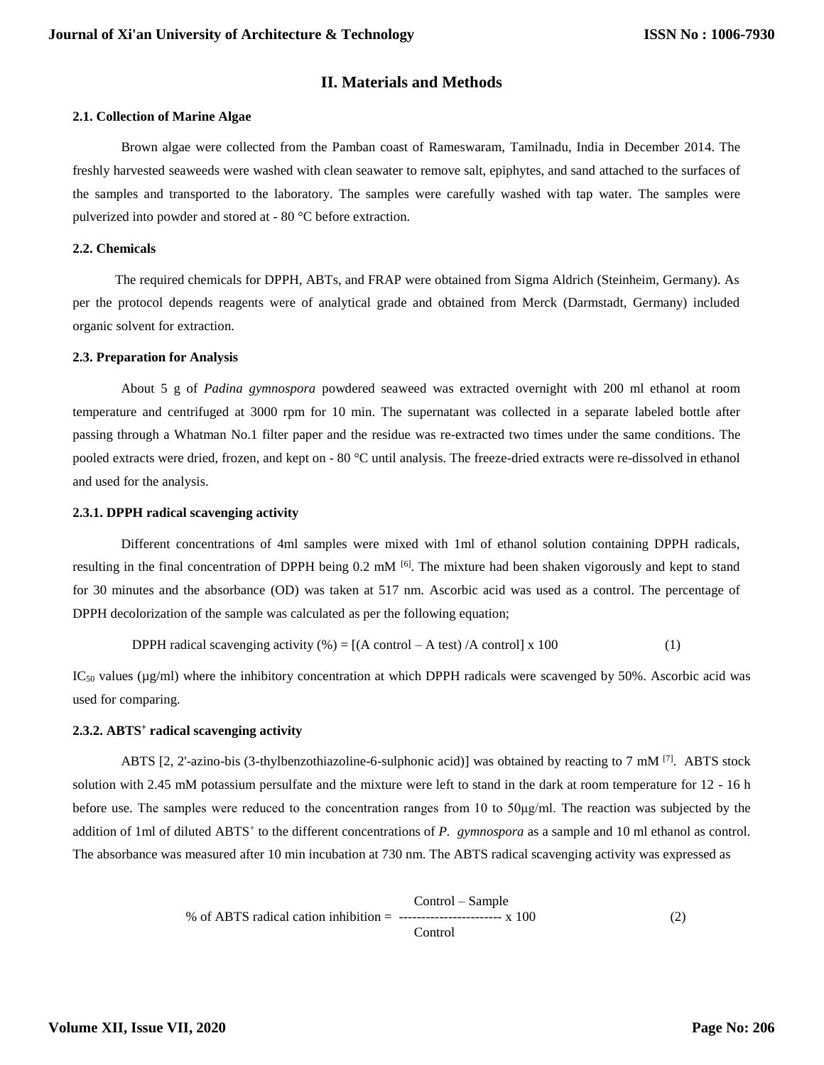## II. Materials and Methods

### 2.1. Collection of Marine Algae

Brown algae were collected from the Pamban coast of Rameswaram, Tamilnadu, India in December 2014. The freshly harvested seaweeds were washed with clean seawater to remove salt, epiphytes, and sand attached to the surfaces of the samples and transported to the laboratory. The samples were carefully washed with tap water. The samples were pulverized into powder and stored at - 80 °C before extraction.

### 2.2. Chemicals

The required chemicals for DPPH, ABTs, and FRAP were obtained from Sigma Aldrich (Steinheim, Germany). As per the protocol depends reagents were of analytical grade and obtained from Merck (Darmstadt, Germany) included organic solvent for extraction.

### 2.3. Preparation for Analysis

About 5 g of *Padina gymnospora* powdered seaweed was extracted overnight with 200 ml ethanol at room temperature and centrifuged at 3000 rpm for 10 min. The supernatant was collected in a separate labeled bottle after passing through a Whatman No.1 filter paper and the residue was re-extracted two times under the same conditions. The pooled extracts were dried, frozen, and kept on - 80 °C until analysis. The freeze-dried extracts were re-dissolved in ethanol and used for the analysis.

#### 2.3.1. DPPH radical scavenging activity

Different concentrations of 4ml samples were mixed with 1ml of ethanol solution containing DPPH radicals, resulting in the final concentration of DPPH being 0.2 mM [6]. The mixture had been shaken vigorously and kept to stand for 30 minutes and the absorbance (OD) was taken at 517 nm. Ascorbic acid was used as a control. The percentage of DPPH decolorization of the sample was calculated as per the following equation;

$$\text{DPPH radical scavenging activity (\%)} = [(\text{A control} - \text{A test}) / \text{A control}] \times 100 \qquad (1)$$

$IC_{50}$ values (μg/ml) where the inhibitory concentration at which DPPH radicals were scavenged by 50%. Ascorbic acid was used for comparing.

#### 2.3.2. $ABTS^{+}$ radical scavenging activity

ABTS [2, 2'-azino-bis (3-thylbenzothiazoline-6-sulphonic acid)] was obtained by reacting to 7 mM [7]. ABTS stock solution with 2.45 mM potassium persulfate and the mixture were left to stand in the dark at room temperature for 12 - 16 h before use. The samples were reduced to the concentration ranges from 10 to 50μg/ml. The reaction was subjected by the addition of 1ml of diluted $ABTS^{+}$ to the different concentrations of *P. gymnospora* as a sample and 10 ml ethanol as control. The absorbance was measured after 10 min incubation at 730 nm. The ABTS radical scavenging activity was expressed as

$$\text{\% of ABTS radical cation inhibition} = \frac{\text{Control} - \text{Sample}}{\text{Control}} \times 100 \qquad (2)$$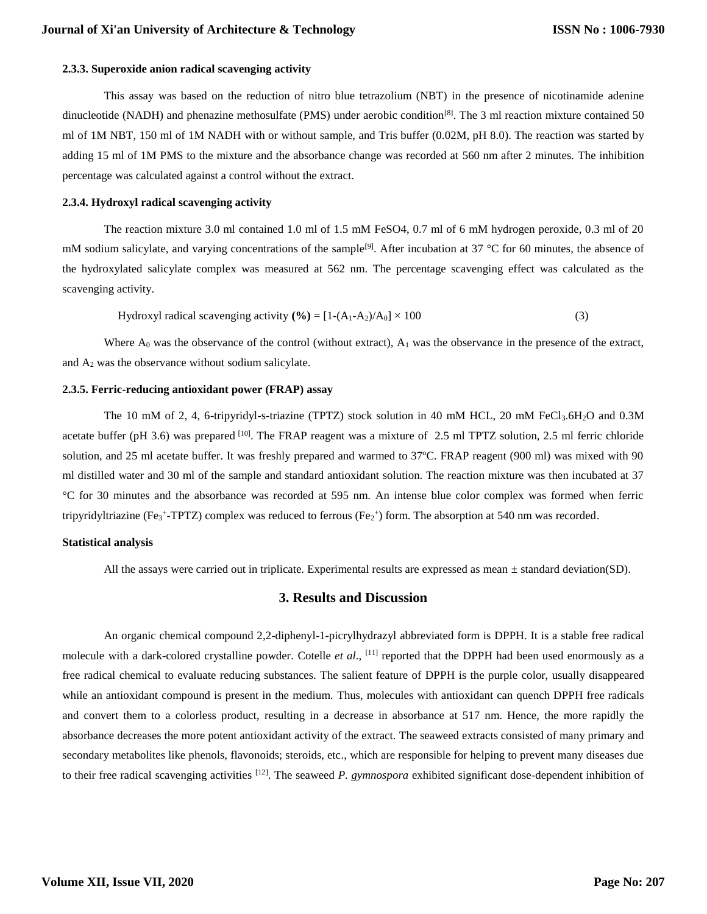#### 2.3.3. Superoxide anion radical scavenging activity

This assay was based on the reduction of nitro blue tetrazolium (NBT) in the presence of nicotinamide adenine dinucleotide (NADH) and phenazine methosulfate (PMS) under aerobic condition[8]. The 3 ml reaction mixture contained 50 ml of 1M NBT, 150 ml of 1M NADH with or without sample, and Tris buffer (0.02M, pH 8.0). The reaction was started by adding 15 ml of 1M PMS to the mixture and the absorbance change was recorded at 560 nm after 2 minutes. The inhibition percentage was calculated against a control without the extract.

#### 2.3.4. Hydroxyl radical scavenging activity

The reaction mixture 3.0 ml contained 1.0 ml of 1.5 mM $FeSO_4$, 0.7 ml of 6 mM hydrogen peroxide, 0.3 ml of 20 mM sodium salicylate, and varying concentrations of the sample[9]. After incubation at 37 °C for 60 minutes, the absence of the hydroxylated salicylate complex was measured at 562 nm. The percentage scavenging effect was calculated as the scavenging activity.

$$\text{Hydroxyl radical scavenging activity } \textbf{(\%)} = [1-(A_1-A_2)/A_0] \times 100 \qquad (3)$$

Where $A_0$ was the observance of the control (without extract), $A_1$ was the observance in the presence of the extract, and $A_2$ was the observance without sodium salicylate.

#### 2.3.5. Ferric-reducing antioxidant power (FRAP) assay

The 10 mM of 2, 4, 6-tripyridyl-s-triazine (TPTZ) stock solution in 40 mM HCL, 20 mM $FeCl_3.6H_2O$ and 0.3M acetate buffer (pH 3.6) was prepared [10]. The FRAP reagent was a mixture of 2.5 ml TPTZ solution, 2.5 ml ferric chloride solution, and 25 ml acetate buffer. It was freshly prepared and warmed to 37ºC. FRAP reagent (900 ml) was mixed with 90 ml distilled water and 30 ml of the sample and standard antioxidant solution. The reaction mixture was then incubated at 37 °C for 30 minutes and the absorbance was recorded at 595 nm. An intense blue color complex was formed when ferric tripyridyltriazine ($Fe_3^+$-TPTZ) complex was reduced to ferrous ($Fe_2^+$) form. The absorption at 540 nm was recorded.

#### Statistical analysis

All the assays were carried out in triplicate. Experimental results are expressed as mean ± standard deviation(SD).

## 3. Results and Discussion

An organic chemical compound 2,2-diphenyl-1-picrylhydrazyl abbreviated form is DPPH. It is a stable free radical molecule with a dark-colored crystalline powder. Cotelle *et al*., [11] reported that the DPPH had been used enormously as a free radical chemical to evaluate reducing substances. The salient feature of DPPH is the purple color, usually disappeared while an antioxidant compound is present in the medium. Thus, molecules with antioxidant can quench DPPH free radicals and convert them to a colorless product, resulting in a decrease in absorbance at 517 nm. Hence, the more rapidly the absorbance decreases the more potent antioxidant activity of the extract. The seaweed extracts consisted of many primary and secondary metabolites like phenols, flavonoids; steroids, etc., which are responsible for helping to prevent many diseases due to their free radical scavenging activities [12]. The seaweed *P. gymnospora* exhibited significant dose-dependent inhibition of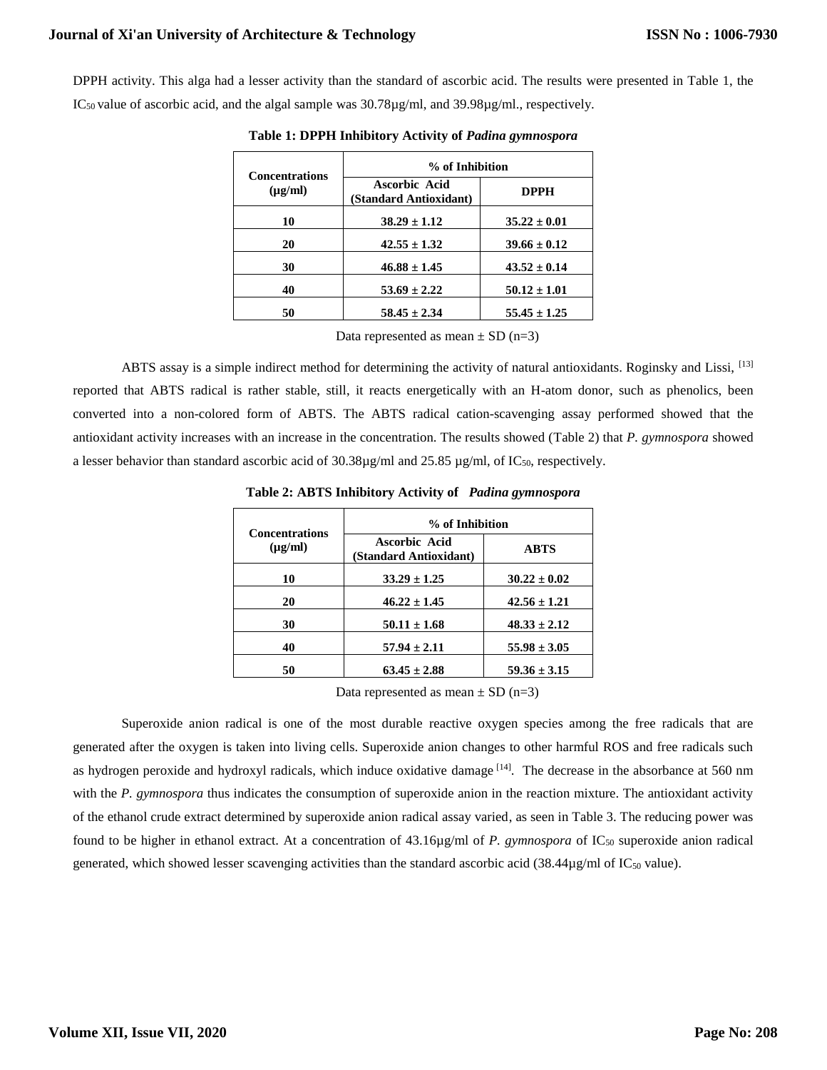DPPH activity. This alga had a lesser activity than the standard of ascorbic acid. The results were presented in Table 1, the $IC_{50}$ value of ascorbic acid, and the algal sample was 30.78µg/ml, and 39.98µg/ml., respectively.

**Table 1: DPPH Inhibitory Activity of *Padina gymnospora***

| Concentrations (µg/ml) | % of Inhibition | |
|---|---|---|
| | Ascorbic Acid (Standard Antioxidant) | DPPH |
| 10 | 38.29 ± 1.12 | 35.22 ± 0.01 |
| 20 | 42.55 ± 1.32 | 39.66 ± 0.12 |
| 30 | 46.88 ± 1.45 | 43.52 ± 0.14 |
| 40 | 53.69 ± 2.22 | 50.12 ± 1.01 |
| 50 | 58.45 ± 2.34 | 55.45 ± 1.25 |

Data represented as mean ± SD (n=3)

ABTS assay is a simple indirect method for determining the activity of natural antioxidants. Roginsky and Lissi, [13] reported that ABTS radical is rather stable, still, it reacts energetically with an H-atom donor, such as phenolics, been converted into a non-colored form of ABTS. The ABTS radical cation-scavenging assay performed showed that the antioxidant activity increases with an increase in the concentration. The results showed (Table 2) that *P. gymnospora* showed a lesser behavior than standard ascorbic acid of 30.38µg/ml and 25.85 µg/ml, of $IC_{50}$, respectively.

**Table 2: ABTS Inhibitory Activity of *Padina gymnospora***

| Concentrations (µg/ml) | % of Inhibition | |
|---|---|---|
| | Ascorbic Acid (Standard Antioxidant) | ABTS |
| 10 | 33.29 ± 1.25 | 30.22 ± 0.02 |
| 20 | 46.22 ± 1.45 | 42.56 ± 1.21 |
| 30 | 50.11 ± 1.68 | 48.33 ± 2.12 |
| 40 | 57.94 ± 2.11 | 55.98 ± 3.05 |
| 50 | 63.45 ± 2.88 | 59.36 ± 3.15 |

Data represented as mean ± SD (n=3)

Superoxide anion radical is one of the most durable reactive oxygen species among the free radicals that are generated after the oxygen is taken into living cells. Superoxide anion changes to other harmful ROS and free radicals such as hydrogen peroxide and hydroxyl radicals, which induce oxidative damage [14]. The decrease in the absorbance at 560 nm with the *P. gymnospora* thus indicates the consumption of superoxide anion in the reaction mixture. The antioxidant activity of the ethanol crude extract determined by superoxide anion radical assay varied, as seen in Table 3. The reducing power was found to be higher in ethanol extract. At a concentration of 43.16µg/ml of *P. gymnospora* of $IC_{50}$ superoxide anion radical generated, which showed lesser scavenging activities than the standard ascorbic acid (38.44µg/ml of $IC_{50}$ value).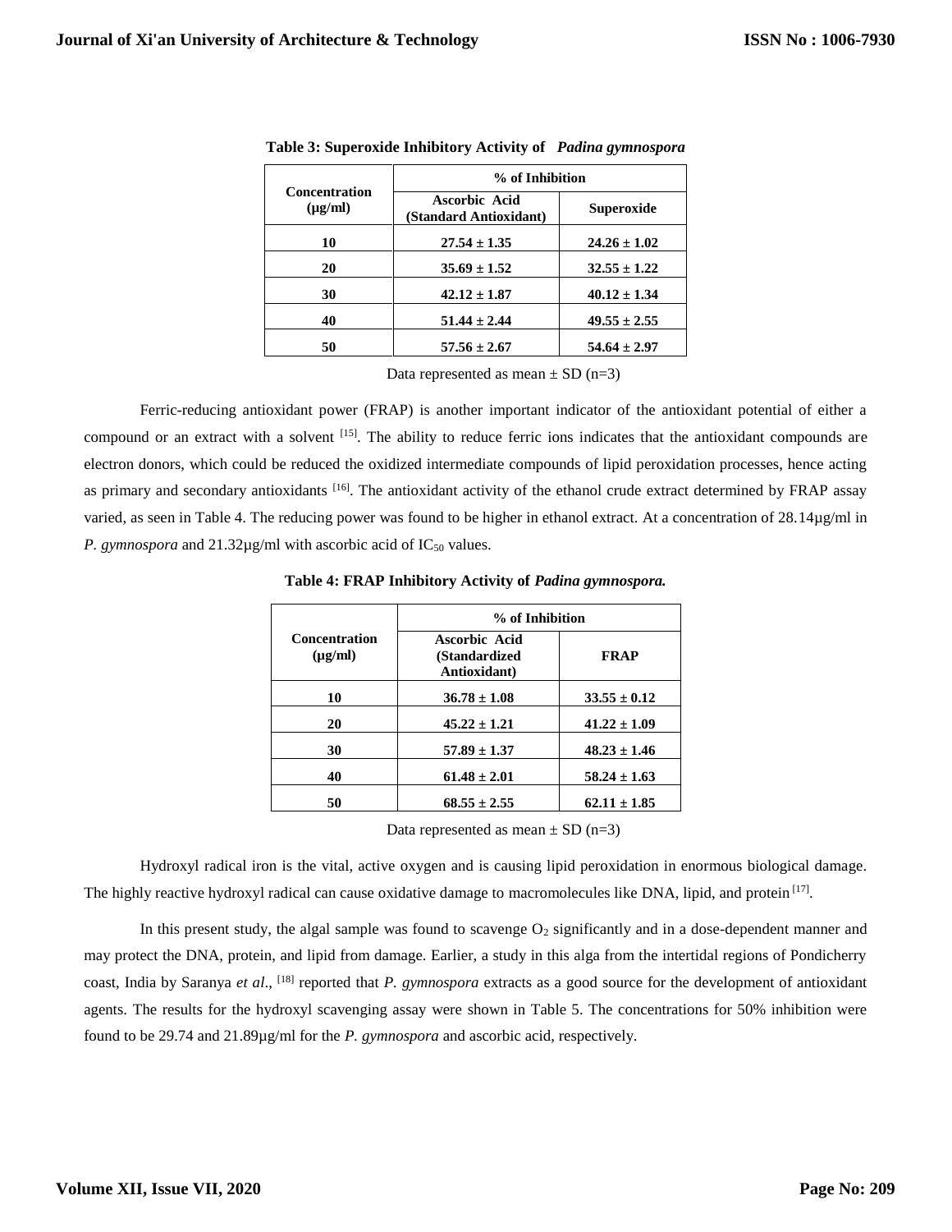**Table 3: Superoxide Inhibitory Activity of *Padina gymnospora***

| Concentration (µg/ml) | % of Inhibition | |
|---|---|---|
| | Ascorbic Acid (Standard Antioxidant) | Superoxide |
| 10 | 27.54 ± 1.35 | 24.26 ± 1.02 |
| 20 | 35.69 ± 1.52 | 32.55 ± 1.22 |
| 30 | 42.12 ± 1.87 | 40.12 ± 1.34 |
| 40 | 51.44 ± 2.44 | 49.55 ± 2.55 |
| 50 | 57.56 ± 2.67 | 54.64 ± 2.97 |

Data represented as mean ± SD (n=3)

Ferric-reducing antioxidant power (FRAP) is another important indicator of the antioxidant potential of either a compound or an extract with a solvent [15]. The ability to reduce ferric ions indicates that the antioxidant compounds are electron donors, which could be reduced the oxidized intermediate compounds of lipid peroxidation processes, hence acting as primary and secondary antioxidants [16]. The antioxidant activity of the ethanol crude extract determined by FRAP assay varied, as seen in Table 4. The reducing power was found to be higher in ethanol extract. At a concentration of 28.14µg/ml in *P. gymnospora* and 21.32µg/ml with ascorbic acid of $IC_{50}$ values.

**Table 4: FRAP Inhibitory Activity of *Padina gymnospora.***

| Concentration (µg/ml) | % of Inhibition | |
|---|---|---|
| | Ascorbic Acid (Standardized Antioxidant) | FRAP |
| 10 | 36.78 ± 1.08 | 33.55 ± 0.12 |
| 20 | 45.22 ± 1.21 | 41.22 ± 1.09 |
| 30 | 57.89 ± 1.37 | 48.23 ± 1.46 |
| 40 | 61.48 ± 2.01 | 58.24 ± 1.63 |
| 50 | 68.55 ± 2.55 | 62.11 ± 1.85 |

Data represented as mean ± SD (n=3)

Hydroxyl radical iron is the vital, active oxygen and is causing lipid peroxidation in enormous biological damage. The highly reactive hydroxyl radical can cause oxidative damage to macromolecules like DNA, lipid, and protein [17].

In this present study, the algal sample was found to scavenge $O_2$ significantly and in a dose-dependent manner and may protect the DNA, protein, and lipid from damage. Earlier, a study in this alga from the intertidal regions of Pondicherry coast, India by Saranya *et al*., [18] reported that *P. gymnospora* extracts as a good source for the development of antioxidant agents. The results for the hydroxyl scavenging assay were shown in Table 5. The concentrations for 50% inhibition were found to be 29.74 and 21.89µg/ml for the *P. gymnospora* and ascorbic acid, respectively.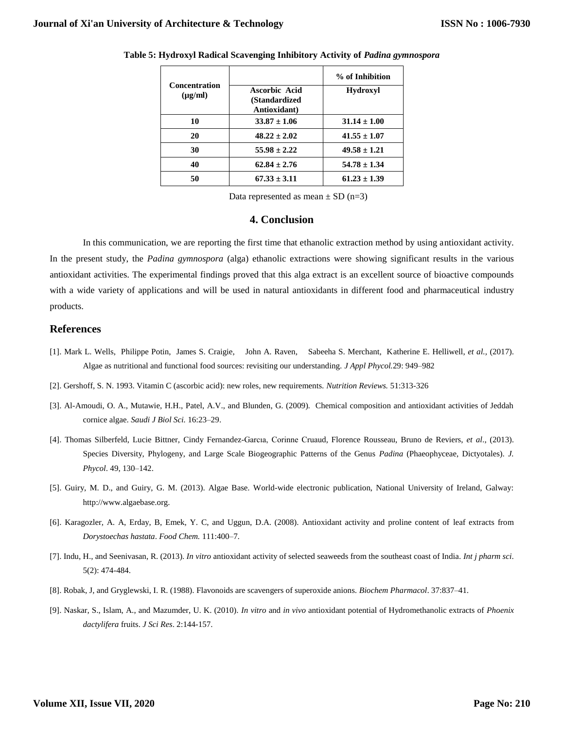**Table 5: Hydroxyl Radical Scavenging Inhibitory Activity of *Padina gymnospora***

| Concentration (µg/ml) | | % of Inhibition |
|---|---|---|
| | Ascorbic Acid (Standardized Antioxidant) | Hydroxyl |
| 10 | 33.87 ± 1.06 | 31.14 ± 1.00 |
| 20 | 48.22 ± 2.02 | 41.55 ± 1.07 |
| 30 | 55.98 ± 2.22 | 49.58 ± 1.21 |
| 40 | 62.84 ± 2.76 | 54.78 ± 1.34 |
| 50 | 67.33 ± 3.11 | 61.23 ± 1.39 |

Data represented as mean ± SD (n=3)

## 4. Conclusion

In this communication, we are reporting the first time that ethanolic extraction method by using antioxidant activity. In the present study, the *Padina gymnospora* (alga) ethanolic extractions were showing significant results in the various antioxidant activities. The experimental findings proved that this alga extract is an excellent source of bioactive compounds with a wide variety of applications and will be used in natural antioxidants in different food and pharmaceutical industry products.

## References

[1]. Mark L. Wells, Philippe Potin, James S. Craigie, John A. Raven, Sabeeha S. Merchant, Katherine E. Helliwell, *et al.,* (2017). Algae as nutritional and functional food sources: revisiting our understanding. *J Appl Phycol.*29: 949–982

[2]. Gershoff, S. N. 1993. Vitamin C (ascorbic acid): new roles, new requirements. *Nutrition Reviews.* 51:313-326

[3]. Al-Amoudi, O. A., Mutawie, H.H., Patel, A.V., and Blunden, G. (2009). Chemical composition and antioxidant activities of Jeddah cornice algae. *Saudi J Biol Sci.* 16:23–29.

[4]. Thomas Silberfeld, Lucie Bittner, Cindy Fernandez-Garcıa, Corinne Cruaud, Florence Rousseau, Bruno de Reviers, *et al*., (2013). Species Diversity, Phylogeny, and Large Scale Biogeographic Patterns of the Genus *Padina* (Phaeophyceae, Dictyotales). *J. Phycol*. 49, 130–142.

[5]. Guiry, M. D., and Guiry, G. M. (2013). Algae Base. World-wide electronic publication, National University of Ireland, Galway: http://www.algaebase.org.

[6]. Karagozler, A. A, Erday, B, Emek, Y. C, and Uggun, D.A. (2008). Antioxidant activity and proline content of leaf extracts from *Dorystoechas hastata*. *Food Chem.* 111:400–7.

[7]. Indu, H., and Seenivasan, R. (2013). *In vitro* antioxidant activity of selected seaweeds from the southeast coast of India. *Int j pharm sci*. 5(2): 474-484.

[8]. Robak, J, and Gryglewski, I. R. (1988). Flavonoids are scavengers of superoxide anions. *Biochem Pharmacol*. 37:837–41.

[9]. Naskar, S., Islam, A., and Mazumder, U. K. (2010). *In vitro* and *in vivo* antioxidant potential of Hydromethanolic extracts of *Phoenix dactylifera* fruits. *J Sci Res*. 2:144-157.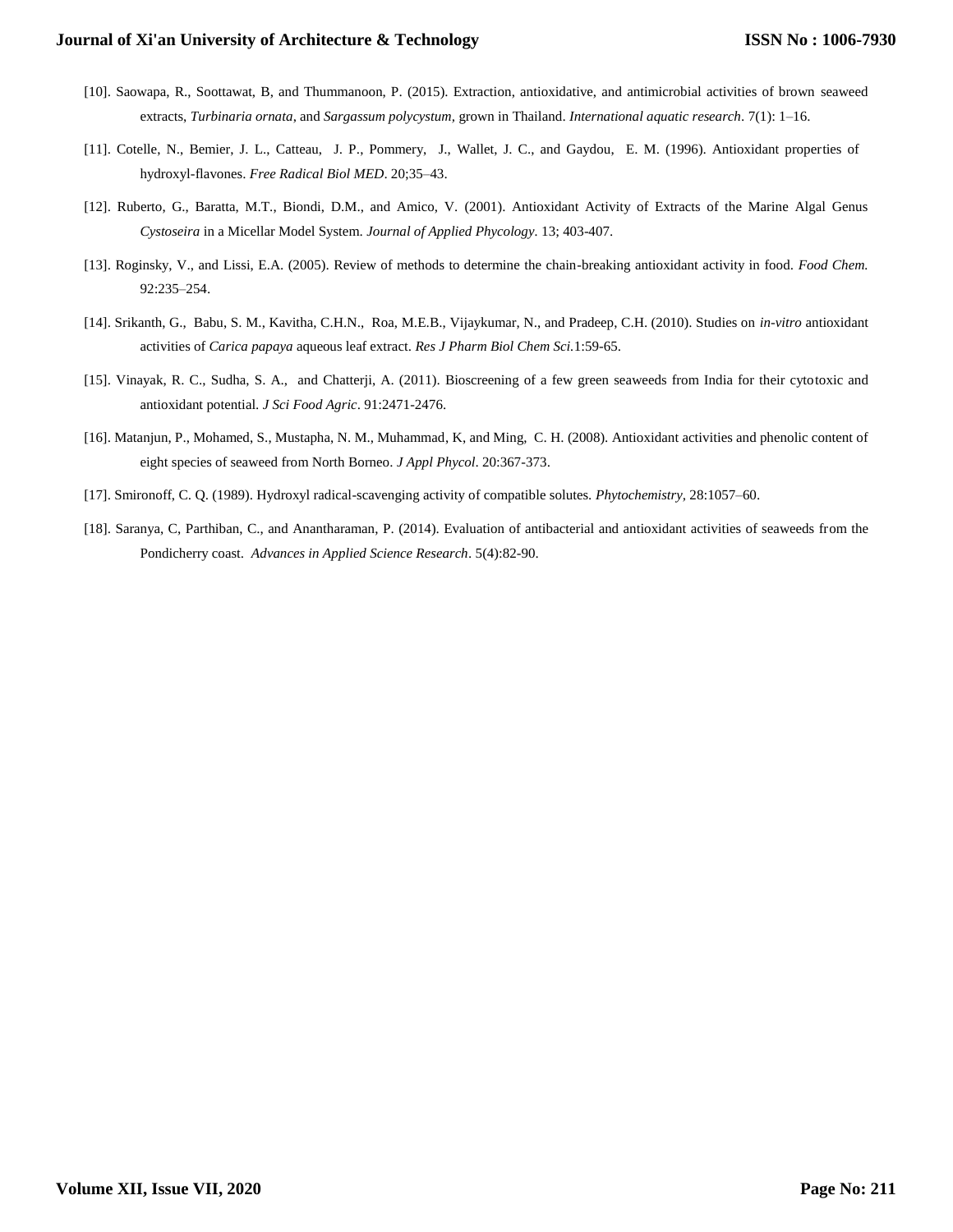[10]. Saowapa, R., Soottawat, B, and Thummanoon, P. (2015). Extraction, antioxidative, and antimicrobial activities of brown seaweed extracts, *Turbinaria ornata*, and *Sargassum polycystum,* grown in Thailand. *International aquatic research*. 7(1): 1–16.

[11]. Cotelle, N., Bemier, J. L., Catteau, J. P., Pommery, J., Wallet, J. C., and Gaydou, E. M. (1996). Antioxidant properties of hydroxyl-flavones. *Free Radical Biol MED*. 20;35–43.

[12]. Ruberto, G., Baratta, M.T., Biondi, D.M., and Amico, V. (2001). Antioxidant Activity of Extracts of the Marine Algal Genus *Cystoseira* in a Micellar Model System. *Journal of Applied Phycology*. 13; 403-407.

[13]. Roginsky, V., and Lissi, E.A. (2005). Review of methods to determine the chain-breaking antioxidant activity in food. *Food Chem.* 92:235–254.

[14]. Srikanth, G., Babu, S. M., Kavitha, C.H.N., Roa, M.E.B., Vijaykumar, N., and Pradeep, C.H. (2010). Studies on *in-vitro* antioxidant activities of *Carica papaya* aqueous leaf extract. *Res J Pharm Biol Chem Sci.*1:59-65.

[15]. Vinayak, R. C., Sudha, S. A., and Chatterji, A. (2011). Bioscreening of a few green seaweeds from India for their cytotoxic and antioxidant potential. *J Sci Food Agric*. 91:2471-2476.

[16]. Matanjun, P., Mohamed, S., Mustapha, N. M., Muhammad, K, and Ming, C. H. (2008). Antioxidant activities and phenolic content of eight species of seaweed from North Borneo. *J Appl Phycol*. 20:367-373.

[17]. Smironoff, C. Q. (1989). Hydroxyl radical-scavenging activity of compatible solutes. *Phytochemistry,* 28:1057–60.

[18]. Saranya, C, Parthiban, C., and Anantharaman, P. (2014). Evaluation of antibacterial and antioxidant activities of seaweeds from the Pondicherry coast. *Advances in Applied Science Research*. 5(4):82-90.